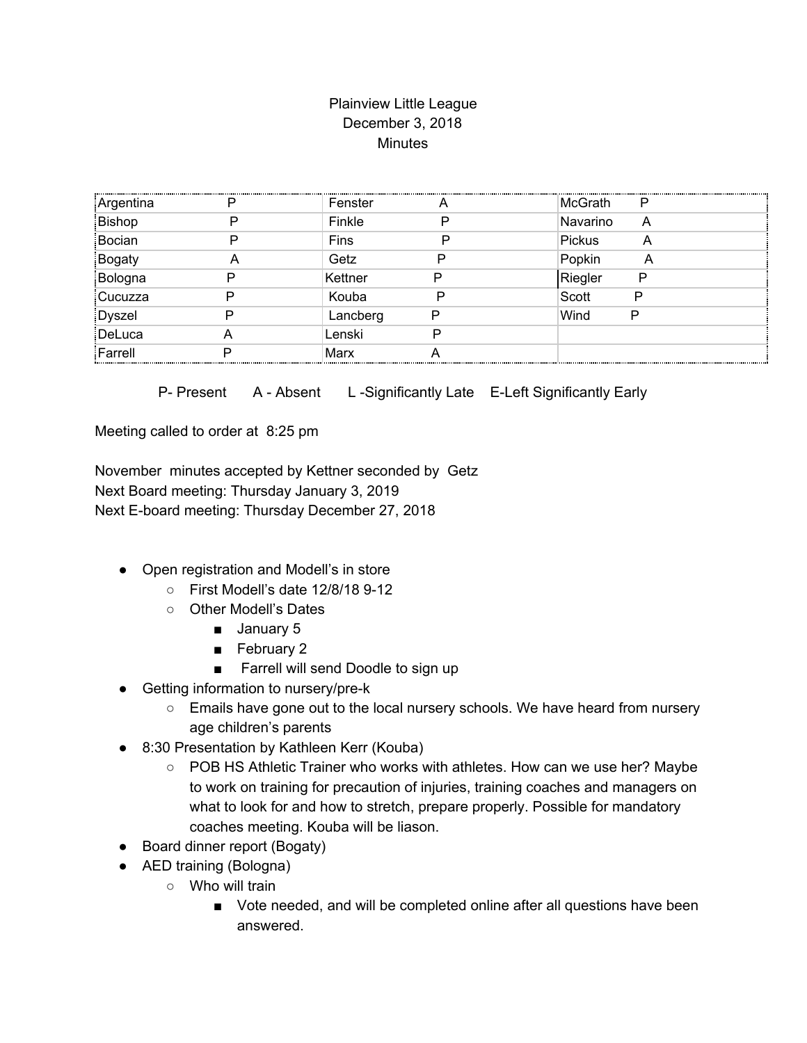Plainview Little League
December 3, 2018
Minutes

| | | | | | |
|---|---|---|---|---|---|
| Argentina | P | Fenster | A | McGrath | P |
| Bishop | P | Finkle | P | Navarino | A |
| Bocian | P | Fins | P | Pickus | A |
| Bogaty | A | Getz | P | Popkin | A |
| Bologna | P | Kettner | P | Riegler | P |
| Cucuzza | P | Kouba | P | Scott | P |
| Dyszel | P | Lancberg | P | Wind | P |
| DeLuca | A | Lenski | P | | |
| Farrell | P | Marx | A | | |

P- Present  A - Absent  L -Significantly Late  E-Left Significantly Early

Meeting called to order at 8:25 pm

November minutes accepted by Kettner seconded by Getz
Next Board meeting: Thursday January 3, 2019
Next E-board meeting: Thursday December 27, 2018

- Open registration and Modell's in store
  - First Modell's date 12/8/18 9-12
  - Other Modell's Dates
    - January 5
    - February 2
    - Farrell will send Doodle to sign up
- Getting information to nursery/pre-k
  - Emails have gone out to the local nursery schools. We have heard from nursery age children's parents
- 8:30 Presentation by Kathleen Kerr (Kouba)
  - POB HS Athletic Trainer who works with athletes. How can we use her? Maybe to work on training for precaution of injuries, training coaches and managers on what to look for and how to stretch, prepare properly. Possible for mandatory coaches meeting. Kouba will be liason.
- Board dinner report (Bogaty)
- AED training (Bologna)
  - Who will train
    - Vote needed, and will be completed online after all questions have been answered.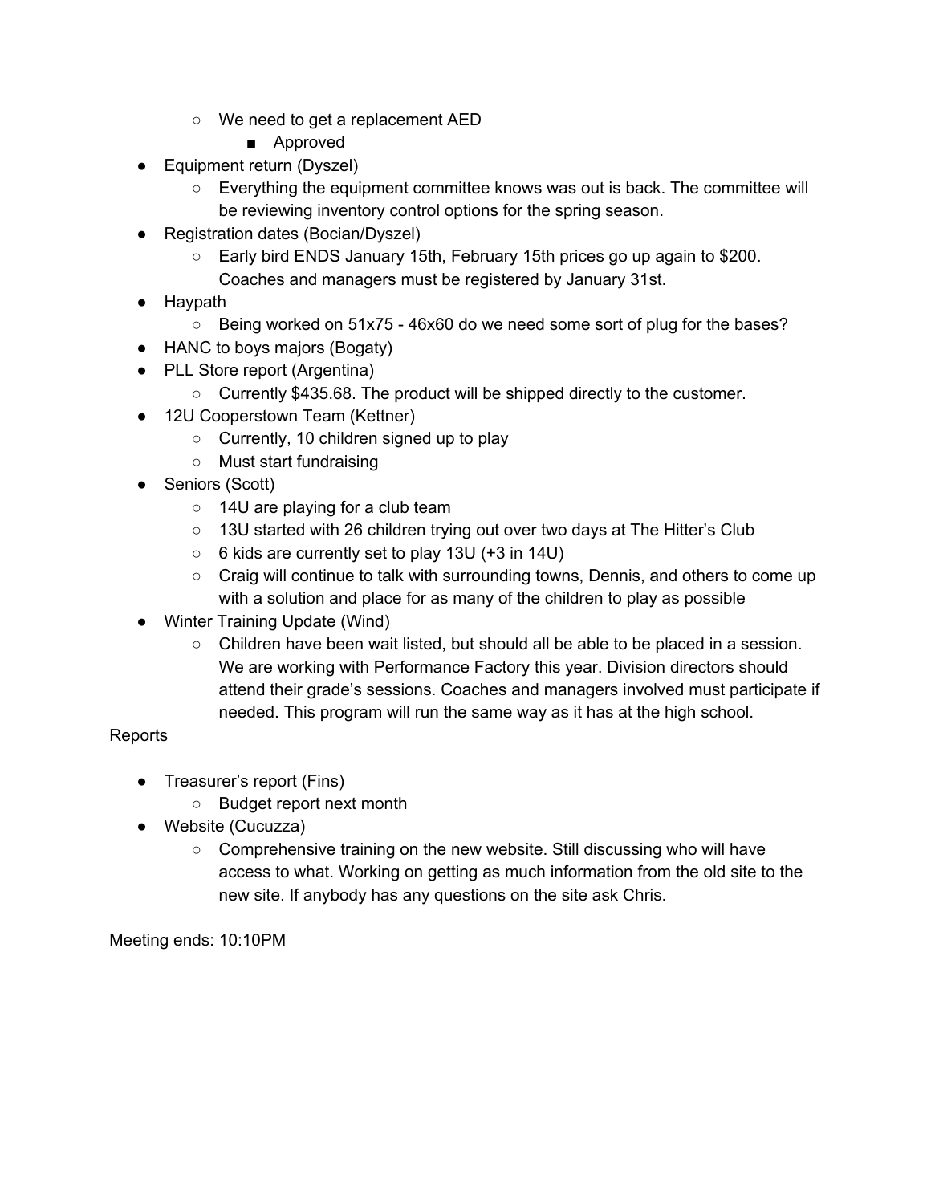- We need to get a replacement AED
        - Approved
- Equipment return (Dyszel)
    - Everything the equipment committee knows was out is back. The committee will be reviewing inventory control options for the spring season.
- Registration dates (Bocian/Dyszel)
    - Early bird ENDS January 15th, February 15th prices go up again to $200. Coaches and managers must be registered by January 31st.
- Haypath
    - Being worked on 51x75 - 46x60 do we need some sort of plug for the bases?
- HANC to boys majors (Bogaty)
- PLL Store report (Argentina)
    - Currently $435.68. The product will be shipped directly to the customer.
- 12U Cooperstown Team (Kettner)
    - Currently, 10 children signed up to play
    - Must start fundraising
- Seniors (Scott)
    - 14U are playing for a club team
    - 13U started with 26 children trying out over two days at The Hitter's Club
    - 6 kids are currently set to play 13U (+3 in 14U)
    - Craig will continue to talk with surrounding towns, Dennis, and others to come up with a solution and place for as many of the children to play as possible
- Winter Training Update (Wind)
    - Children have been wait listed, but should all be able to be placed in a session. We are working with Performance Factory this year. Division directors should attend their grade's sessions. Coaches and managers involved must participate if needed. This program will run the same way as it has at the high school.

Reports

- Treasurer's report (Fins)
    - Budget report next month
- Website (Cucuzza)
    - Comprehensive training on the new website. Still discussing who will have access to what. Working on getting as much information from the old site to the new site. If anybody has any questions on the site ask Chris.

Meeting ends: 10:10PM